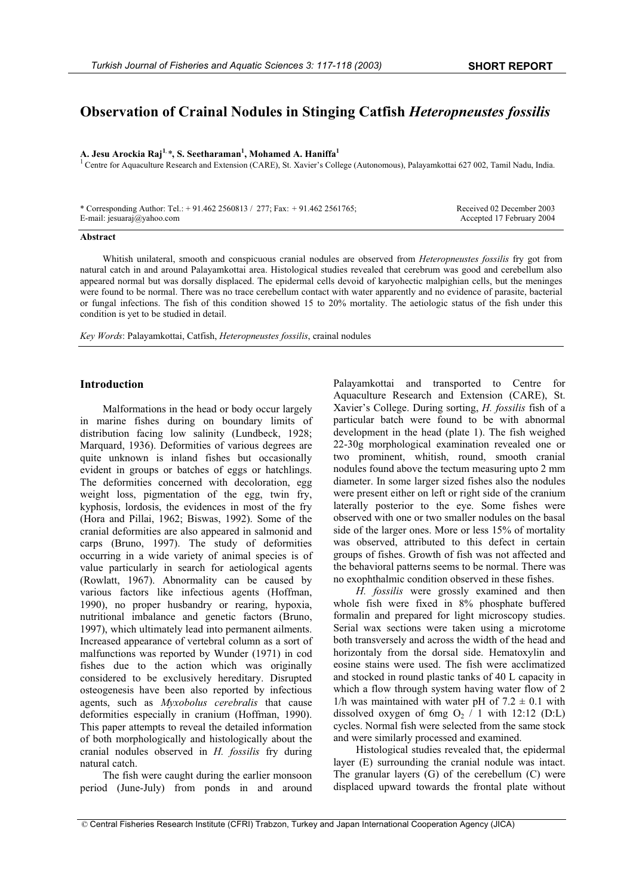# Observation of Crainal Nodules in Stinging Catfish *Heteropneustes fossilis*

**A. Jesu Arockia Raj[1,*], S. Seetharaman[1], Mohamed A. Haniffa[1]**

[1] Centre for Aquaculture Research and Extension (CARE), St. Xavier's College (Autonomous), Palayamkottai 627 002, Tamil Nadu, India.

\* Corresponding Author: Tel.: + 91.462 2560813 / 277; Fax: + 91.462 2561765;
E-mail: jesuaraj@yahoo.com

Received 02 December 2003
Accepted 17 February 2004

### Abstract

Whitish unilateral, smooth and conspicuous cranial nodules are observed from *Heteropneustes fossilis* fry got from natural catch in and around Palayamkottai area. Histological studies revealed that cerebrum was good and cerebellum also appeared normal but was dorsally displaced. The epidermal cells devoid of karyohectic malpighian cells, but the meninges were found to be normal. There was no trace cerebellum contact with water apparently and no evidence of parasite, bacterial or fungal infections. The fish of this condition showed 15 to 20% mortality. The aetiologic status of the fish under this condition is yet to be studied in detail.

*Key Words*: Palayamkottai, Catfish, *Heteropneustes fossilis*, crainal nodules

## Introduction

Malformations in the head or body occur largely in marine fishes during on boundary limits of distribution facing low salinity (Lundbeck, 1928; Marquard, 1936). Deformities of various degrees are quite unknown is inland fishes but occasionally evident in groups or batches of eggs or hatchlings. The deformities concerned with decoloration, egg weight loss, pigmentation of the egg, twin fry, kyphosis, lordosis, the evidences in most of the fry (Hora and Pillai, 1962; Biswas, 1992). Some of the cranial deformities are also appeared in salmonid and carps (Bruno, 1997). The study of deformities occurring in a wide variety of animal species is of value particularly in search for aetiological agents (Rowlatt, 1967). Abnormality can be caused by various factors like infectious agents (Hoffman, 1990), no proper husbandry or rearing, hypoxia, nutritional imbalance and genetic factors (Bruno, 1997), which ultimately lead into permanent ailments. Increased appearance of vertebral column as a sort of malfunctions was reported by Wunder (1971) in cod fishes due to the action which was originally considered to be exclusively hereditary. Disrupted osteogenesis have been also reported by infectious agents, such as *Myxobolus cerebralis* that cause deformities especially in cranium (Hoffman, 1990). This paper attempts to reveal the detailed information of both morphologically and histologically about the cranial nodules observed in *H. fossilis* fry during natural catch.

The fish were caught during the earlier monsoon period (June-July) from ponds in and around Palayamkottai and transported to Centre for Aquaculture Research and Extension (CARE), St. Xavier's College. During sorting, *H. fossilis* fish of a particular batch were found to be with abnormal development in the head (plate 1). The fish weighed 22-30g morphological examination revealed one or two prominent, whitish, round, smooth cranial nodules found above the tectum measuring upto 2 mm diameter. In some larger sized fishes also the nodules were present either on left or right side of the cranium laterally posterior to the eye. Some fishes were observed with one or two smaller nodules on the basal side of the larger ones. More or less 15% of mortality was observed, attributed to this defect in certain groups of fishes. Growth of fish was not affected and the behavioral patterns seems to be normal. There was no exophthalmic condition observed in these fishes.

*H. fossilis* were grossly examined and then whole fish were fixed in 8% phosphate buffered formalin and prepared for light microscopy studies. Serial wax sections were taken using a microtome both transversely and across the width of the head and horizontaly from the dorsal side. Hematoxylin and eosine stains were used. The fish were acclimatized and stocked in round plastic tanks of 40 L capacity in which a flow through system having water flow of 2 1/h was maintained with water pH of $7.2 \pm 0.1$ with dissolved oxygen of 6mg $O_2$ / 1 with 12:12 (D:L) cycles. Normal fish were selected from the same stock and were similarly processed and examined.

Histological studies revealed that, the epidermal layer (E) surrounding the cranial nodule was intact. The granular layers (G) of the cerebellum (C) were displaced upward towards the frontal plate without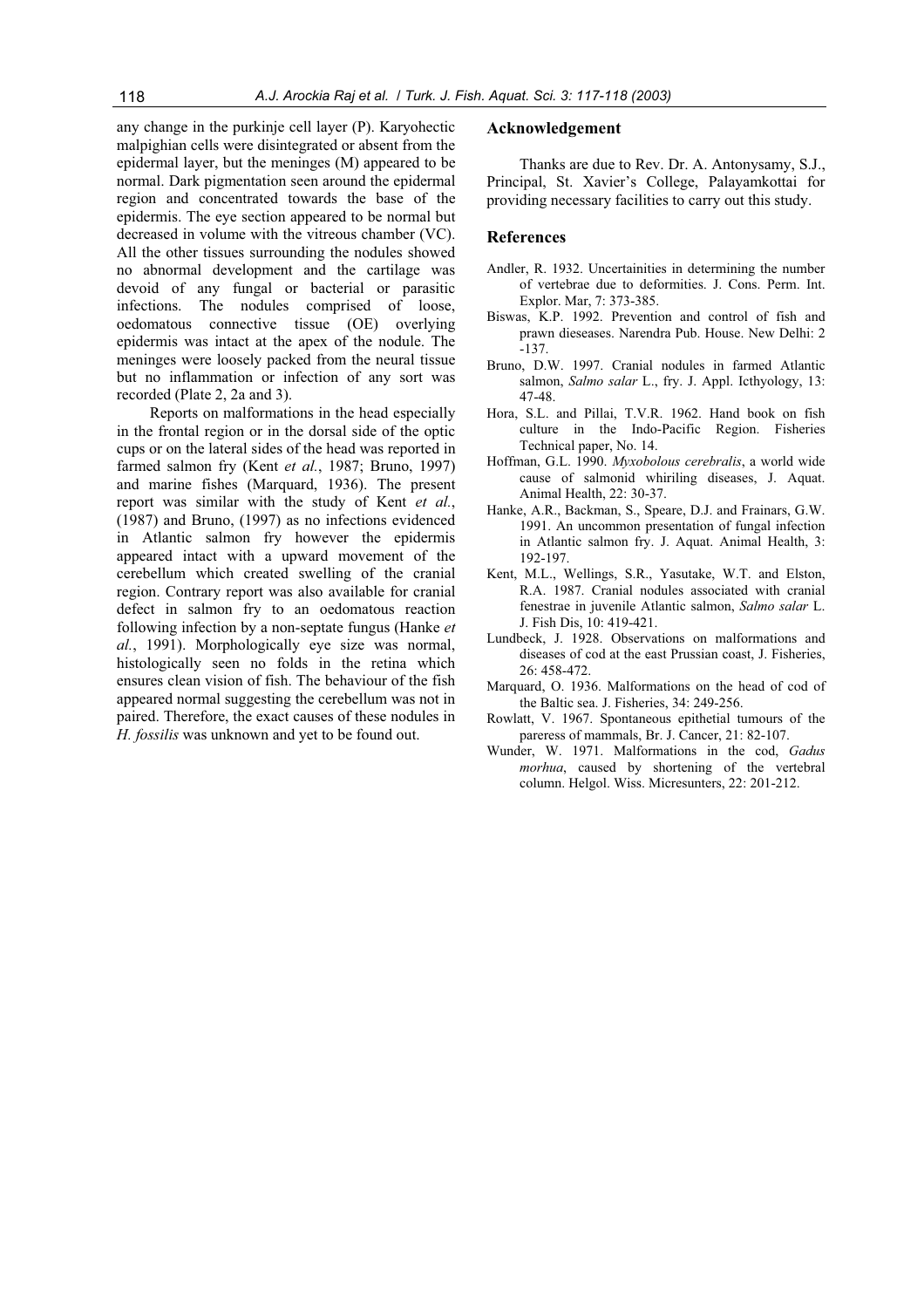any change in the purkinje cell layer (P). Karyohectic malpighian cells were disintegrated or absent from the epidermal layer, but the meninges (M) appeared to be normal. Dark pigmentation seen around the epidermal region and concentrated towards the base of the epidermis. The eye section appeared to be normal but decreased in volume with the vitreous chamber (VC). All the other tissues surrounding the nodules showed no abnormal development and the cartilage was devoid of any fungal or bacterial or parasitic infections. The nodules comprised of loose, oedomatous connective tissue (OE) overlying epidermis was intact at the apex of the nodule. The meninges were loosely packed from the neural tissue but no inflammation or infection of any sort was recorded (Plate 2, 2a and 3).

Reports on malformations in the head especially in the frontal region or in the dorsal side of the optic cups or on the lateral sides of the head was reported in farmed salmon fry (Kent *et al.*, 1987; Bruno, 1997) and marine fishes (Marquard, 1936). The present report was similar with the study of Kent *et al.*, (1987) and Bruno, (1997) as no infections evidenced in Atlantic salmon fry however the epidermis appeared intact with a upward movement of the cerebellum which created swelling of the cranial region. Contrary report was also available for cranial defect in salmon fry to an oedomatous reaction following infection by a non-septate fungus (Hanke *et al.*, 1991). Morphologically eye size was normal, histologically seen no folds in the retina which ensures clean vision of fish. The behaviour of the fish appeared normal suggesting the cerebellum was not in paired. Therefore, the exact causes of these nodules in *H. fossilis* was unknown and yet to be found out.

## Acknowledgement

Thanks are due to Rev. Dr. A. Antonysamy, S.J., Principal, St. Xavier's College, Palayamkottai for providing necessary facilities to carry out this study.

## References

Andler, R. 1932. Uncertainities in determining the number of vertebrae due to deformities. J. Cons. Perm. Int. Explor. Mar, 7: 373-385.

Biswas, K.P. 1992. Prevention and control of fish and prawn dieseases. Narendra Pub. House. New Delhi: 2 -137.

Bruno, D.W. 1997. Cranial nodules in farmed Atlantic salmon, *Salmo salar* L., fry. J. Appl. Icthyology, 13: 47-48.

Hora, S.L. and Pillai, T.V.R. 1962. Hand book on fish culture in the Indo-Pacific Region. Fisheries Technical paper, No. 14.

Hoffman, G.L. 1990. *Myxobolous cerebralis*, a world wide cause of salmonid whiriling diseases, J. Aquat. Animal Health, 22: 30-37.

Hanke, A.R., Backman, S., Speare, D.J. and Frainars, G.W. 1991. An uncommon presentation of fungal infection in Atlantic salmon fry. J. Aquat. Animal Health, 3: 192-197.

Kent, M.L., Wellings, S.R., Yasutake, W.T. and Elston, R.A. 1987. Cranial nodules associated with cranial fenestrae in juvenile Atlantic salmon, *Salmo salar* L. J. Fish Dis, 10: 419-421.

Lundbeck, J. 1928. Observations on malformations and diseases of cod at the east Prussian coast, J. Fisheries, 26: 458-472.

Marquard, O. 1936. Malformations on the head of cod of the Baltic sea. J. Fisheries, 34: 249-256.

Rowlatt, V. 1967. Spontaneous epithetial tumours of the pareress of mammals, Br. J. Cancer, 21: 82-107.

Wunder, W. 1971. Malformations in the cod, *Gadus morhua*, caused by shortening of the vertebral column. Helgol. Wiss. Micresunters, 22: 201-212.